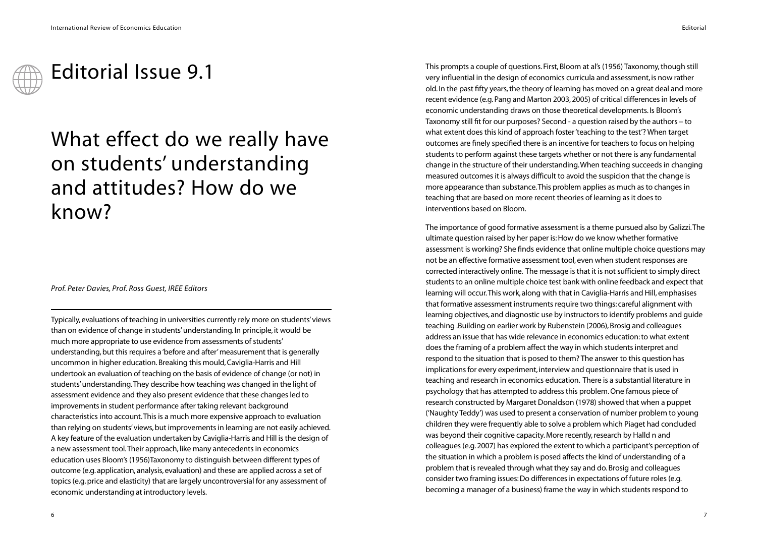# Editorial Issue 9.1

## What effect do we really have on students' understanding and attitudes? How do we know?

*Prof. Peter Davies, Prof. Ross Guest, IREE Editors*

---

Typically, evaluations of teaching in universities currently rely more on students' views than on evidence of change in students' understanding. In principle, it would be much more appropriate to use evidence from assessments of students' understanding, but this requires a 'before and after' measurement that is generally uncommon in higher education. Breaking this mould, Caviglia-Harris and Hill undertook an evaluation of teaching on the basis of evidence of change (or not) in students' understanding. They describe how teaching was changed in the light of assessment evidence and they also present evidence that these changes led to improvements in student performance after taking relevant background characteristics into account. This is a much more expensive approach to evaluation than relying on students' views, but improvements in learning are not easily achieved. A key feature of the evaluation undertaken by Caviglia-Harris and Hill is the design of a new assessment tool. Their approach, like many antecedents in economics education uses Bloom's (1956)Taxonomy to distinguish between different types of outcome (e.g. application, analysis, evaluation) and these are applied across a set of topics (e.g. price and elasticity) that are largely uncontroversial for any assessment of economic understanding at introductory levels.

This prompts a couple of questions. First, Bloom at al's (1956) Taxonomy, though still very influential in the design of economics curricula and assessment, is now rather old. In the past fifty years, the theory of learning has moved on a great deal and more recent evidence (e.g. Pang and Marton 2003, 2005) of critical differences in levels of economic understanding draws on those theoretical developments. Is Bloom's Taxonomy still fit for our purposes? Second - a question raised by the authors – to what extent does this kind of approach foster 'teaching to the test'? When target outcomes are finely specified there is an incentive for teachers to focus on helping students to perform against these targets whether or not there is any fundamental change in the structure of their understanding. When teaching succeeds in changing measured outcomes it is always difficult to avoid the suspicion that the change is more appearance than substance. This problem applies as much as to changes in teaching that are based on more recent theories of learning as it does to interventions based on Bloom.

The importance of good formative assessment is a theme pursued also by Galizzi. The ultimate question raised by her paper is: How do we know whether formative assessment is working? She finds evidence that online multiple choice questions may not be an effective formative assessment tool, even when student responses are corrected interactively online. The message is that it is not sufficient to simply direct students to an online multiple choice test bank with online feedback and expect that learning will occur. This work, along with that in Caviglia-Harris and Hill, emphasises that formative assessment instruments require two things: careful alignment with learning objectives, and diagnostic use by instructors to identify problems and guide teaching .Building on earlier work by Rubenstein (2006), Brosig and colleagues address an issue that has wide relevance in economics education: to what extent does the framing of a problem affect the way in which students interpret and respond to the situation that is posed to them? The answer to this question has implications for every experiment, interview and questionnaire that is used in teaching and research in economics education. There is a substantial literature in psychology that has attempted to address this problem. One famous piece of research constructed by Margaret Donaldson (1978) showed that when a puppet ('Naughty Teddy') was used to present a conservation of number problem to young children they were frequently able to solve a problem which Piaget had concluded was beyond their cognitive capacity. More recently, research by Halld n and colleagues (e.g. 2007) has explored the extent to which a participant's perception of the situation in which a problem is posed affects the kind of understanding of a problem that is revealed through what they say and do. Brosig and colleagues consider two framing issues: Do differences in expectations of future roles (e.g. becoming a manager of a business) frame the way in which students respond to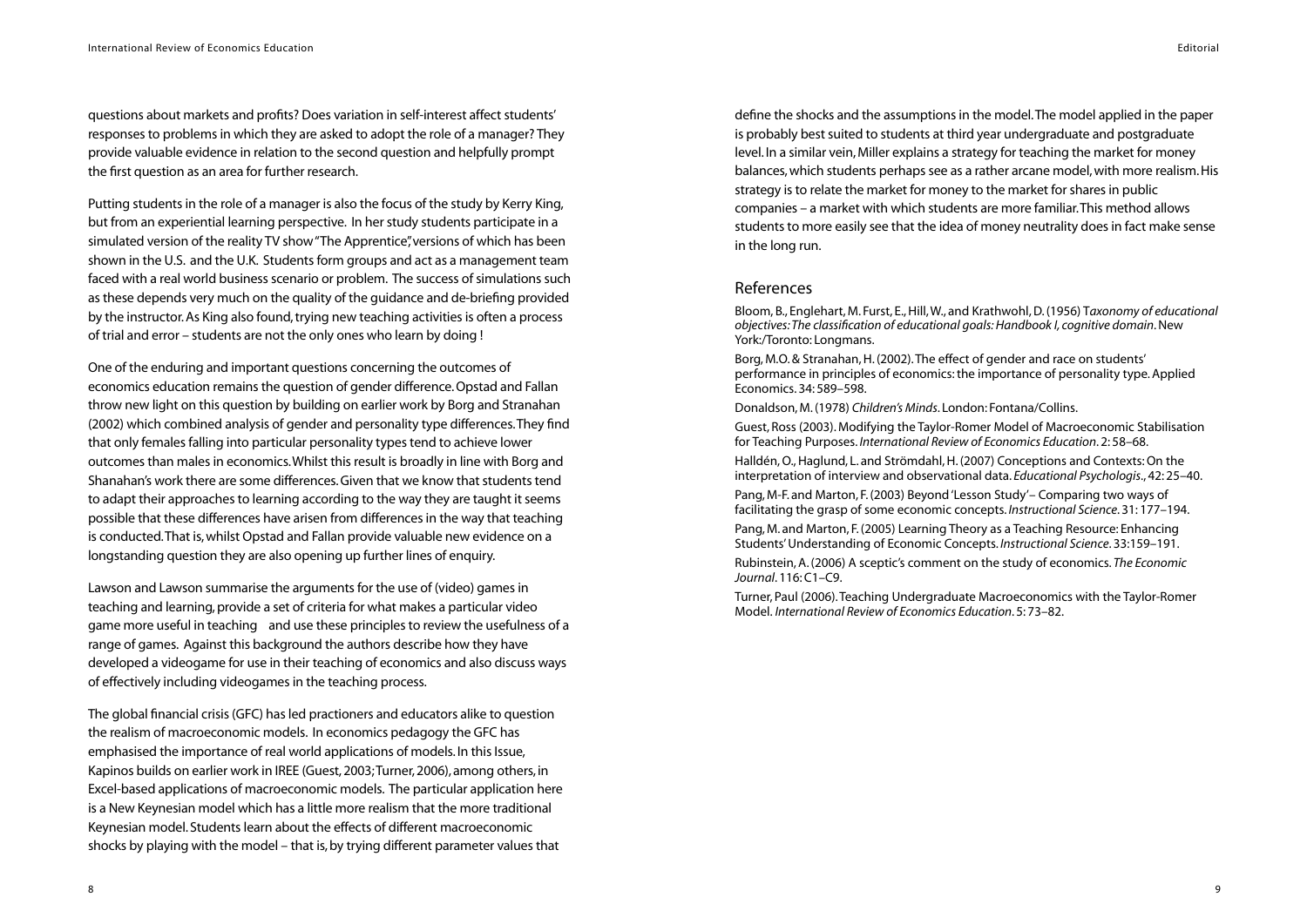questions about markets and profits? Does variation in self-interest affect students' responses to problems in which they are asked to adopt the role of a manager? They provide valuable evidence in relation to the second question and helpfully prompt the first question as an area for further research.

Putting students in the role of a manager is also the focus of the study by Kerry King, but from an experiential learning perspective. In her study students participate in a simulated version of the reality TV show "The Apprentice", versions of which has been shown in the U.S. and the U.K. Students form groups and act as a management team faced with a real world business scenario or problem. The success of simulations such as these depends very much on the quality of the guidance and de-briefing provided by the instructor. As King also found, trying new teaching activities is often a process of trial and error – students are not the only ones who learn by doing !

One of the enduring and important questions concerning the outcomes of economics education remains the question of gender difference. Opstad and Fallan throw new light on this question by building on earlier work by Borg and Stranahan (2002) which combined analysis of gender and personality type differences. They find that only females falling into particular personality types tend to achieve lower outcomes than males in economics. Whilst this result is broadly in line with Borg and Shanahan's work there are some differences. Given that we know that students tend to adapt their approaches to learning according to the way they are taught it seems possible that these differences have arisen from differences in the way that teaching is conducted. That is, whilst Opstad and Fallan provide valuable new evidence on a longstanding question they are also opening up further lines of enquiry.

Lawson and Lawson summarise the arguments for the use of (video) games in teaching and learning, provide a set of criteria for what makes a particular video game more useful in teaching and use these principles to review the usefulness of a range of games. Against this background the authors describe how they have developed a videogame for use in their teaching of economics and also discuss ways of effectively including videogames in the teaching process.

The global financial crisis (GFC) has led practioners and educators alike to question the realism of macroeconomic models. In economics pedagogy the GFC has emphasised the importance of real world applications of models. In this Issue, Kapinos builds on earlier work in IREE (Guest, 2003; Turner, 2006), among others, in Excel-based applications of macroeconomic models. The particular application here is a New Keynesian model which has a little more realism that the more traditional Keynesian model. Students learn about the effects of different macroeconomic shocks by playing with the model – that is, by trying different parameter values that define the shocks and the assumptions in the model. The model applied in the paper is probably best suited to students at third year undergraduate and postgraduate level. In a similar vein, Miller explains a strategy for teaching the market for money balances, which students perhaps see as a rather arcane model, with more realism. His strategy is to relate the market for money to the market for shares in public companies – a market with which students are more familiar. This method allows students to more easily see that the idea of money neutrality does in fact make sense in the long run.

## References

Bloom, B., Englehart, M. Furst, E., Hill, W., and Krathwohl, D. (1956) T*axonomy of educational objectives: The classification of educational goals: Handbook I, cognitive domain*. New York:/Toronto: Longmans.

Borg, M.O. & Stranahan, H. (2002). The effect of gender and race on students' performance in principles of economics: the importance of personality type. Applied Economics. 34: 589–598.

Donaldson, M. (1978) *Children's Minds*. London: Fontana/Collins.

Guest, Ross (2003). Modifying the Taylor-Romer Model of Macroeconomic Stabilisation for Teaching Purposes. *International Review of Economics Education*. 2: 58–68.

Halldén, O., Haglund, L. and Strömdahl, H. (2007) Conceptions and Contexts: On the interpretation of interview and observational data. *Educational Psychologis*., 42: 25–40.

Pang, M-F. and Marton, F. (2003) Beyond 'Lesson Study'– Comparing two ways of facilitating the grasp of some economic concepts. *Instructional Science*. 31: 177–194.

Pang, M. and Marton, F. (2005) Learning Theory as a Teaching Resource: Enhancing Students' Understanding of Economic Concepts. *Instructional Science*. 33:159–191.

Rubinstein, A. (2006) A sceptic's comment on the study of economics. *The Economic Journal*. 116: C1–C9.

Turner, Paul (2006). Teaching Undergraduate Macroeconomics with the Taylor-Romer Model. *International Review of Economics Education*. 5: 73–82.